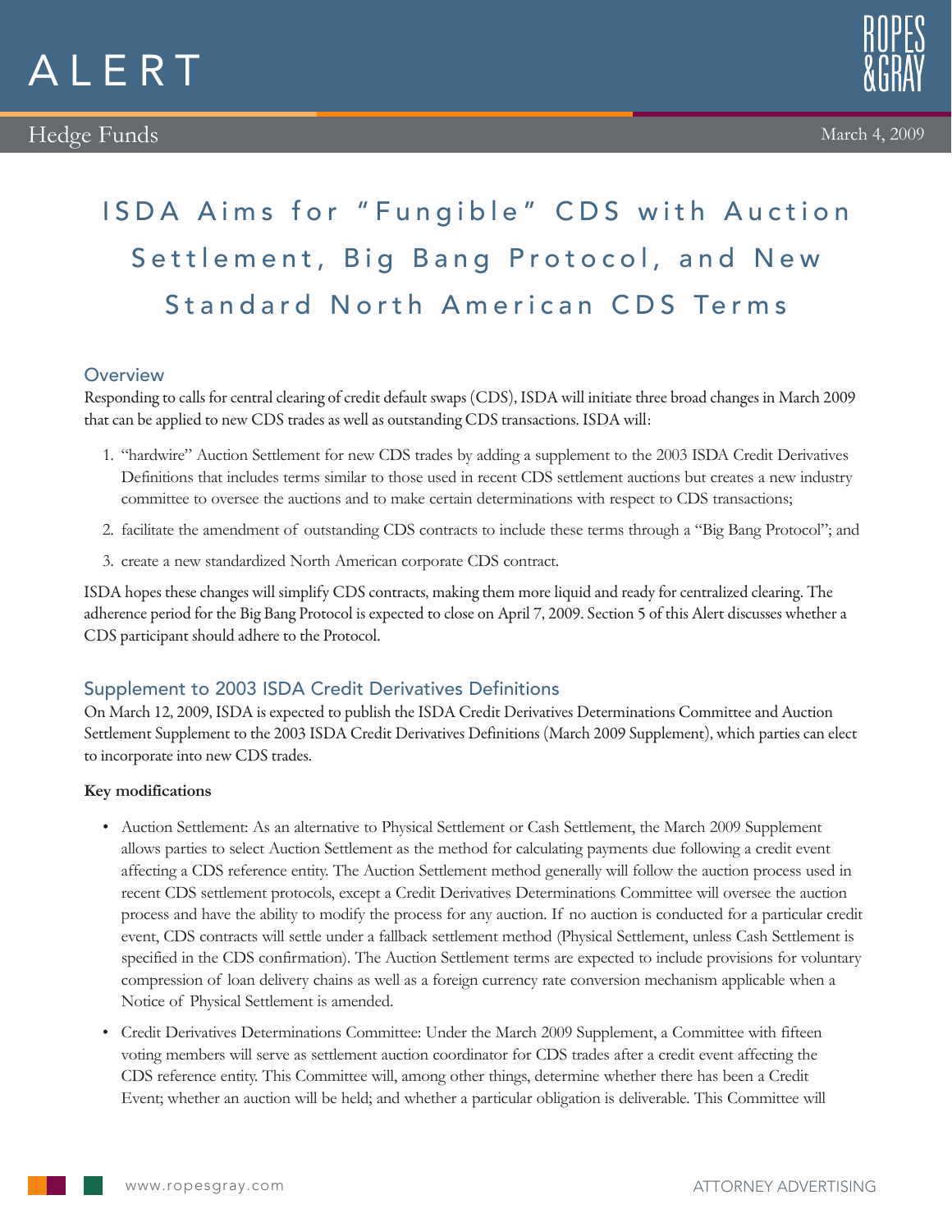# ALERT

Hedge Funds

March 4, 2009

# ISDA Aims for "Fungible" CDS with Auction Settlement, Big Bang Protocol, and New Standard North American CDS Terms

## Overview

Responding to calls for central clearing of credit default swaps (CDS), ISDA will initiate three broad changes in March 2009 that can be applied to new CDS trades as well as outstanding CDS transactions. ISDA will:

1. "hardwire" Auction Settlement for new CDS trades by adding a supplement to the 2003 ISDA Credit Derivatives Definitions that includes terms similar to those used in recent CDS settlement auctions but creates a new industry committee to oversee the auctions and to make certain determinations with respect to CDS transactions;
2. facilitate the amendment of outstanding CDS contracts to include these terms through a "Big Bang Protocol"; and
3. create a new standardized North American corporate CDS contract.

ISDA hopes these changes will simplify CDS contracts, making them more liquid and ready for centralized clearing. The adherence period for the Big Bang Protocol is expected to close on April 7, 2009. Section 5 of this Alert discusses whether a CDS participant should adhere to the Protocol.

## Supplement to 2003 ISDA Credit Derivatives Definitions

On March 12, 2009, ISDA is expected to publish the ISDA Credit Derivatives Determinations Committee and Auction Settlement Supplement to the 2003 ISDA Credit Derivatives Definitions (March 2009 Supplement), which parties can elect to incorporate into new CDS trades.

**Key modifications**

- Auction Settlement: As an alternative to Physical Settlement or Cash Settlement, the March 2009 Supplement allows parties to select Auction Settlement as the method for calculating payments due following a credit event affecting a CDS reference entity. The Auction Settlement method generally will follow the auction process used in recent CDS settlement protocols, except a Credit Derivatives Determinations Committee will oversee the auction process and have the ability to modify the process for any auction. If no auction is conducted for a particular credit event, CDS contracts will settle under a fallback settlement method (Physical Settlement, unless Cash Settlement is specified in the CDS confirmation). The Auction Settlement terms are expected to include provisions for voluntary compression of loan delivery chains as well as a foreign currency rate conversion mechanism applicable when a Notice of Physical Settlement is amended.
- Credit Derivatives Determinations Committee: Under the March 2009 Supplement, a Committee with fifteen voting members will serve as settlement auction coordinator for CDS trades after a credit event affecting the CDS reference entity. This Committee will, among other things, determine whether there has been a Credit Event; whether an auction will be held; and whether a particular obligation is deliverable. This Committee will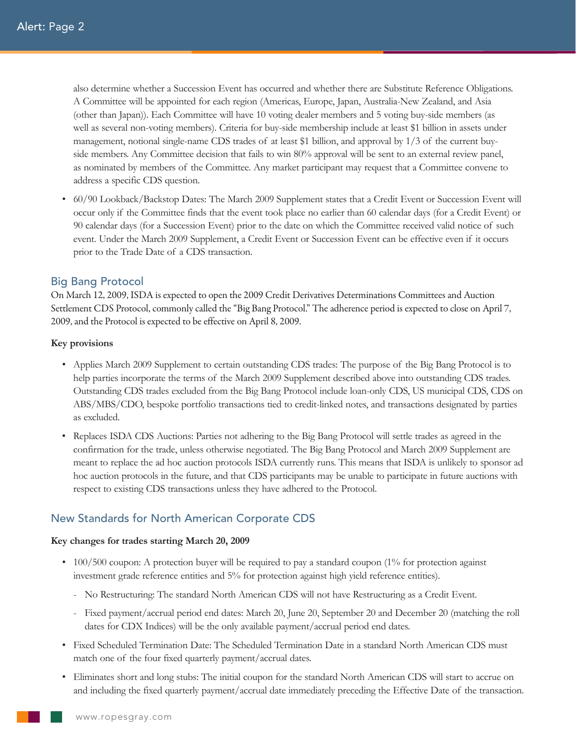also determine whether a Succession Event has occurred and whether there are Substitute Reference Obligations. A Committee will be appointed for each region (Americas, Europe, Japan, Australia-New Zealand, and Asia (other than Japan)). Each Committee will have 10 voting dealer members and 5 voting buy-side members (as well as several non-voting members). Criteria for buy-side membership include at least $1 billion in assets under management, notional single-name CDS trades of at least $1 billion, and approval by 1/3 of the current buy-side members. Any Committee decision that fails to win 80% approval will be sent to an external review panel, as nominated by members of the Committee. Any market participant may request that a Committee convene to address a specific CDS question.

- 60/90 Lookback/Backstop Dates: The March 2009 Supplement states that a Credit Event or Succession Event will occur only if the Committee finds that the event took place no earlier than 60 calendar days (for a Credit Event) or 90 calendar days (for a Succession Event) prior to the date on which the Committee received valid notice of such event. Under the March 2009 Supplement, a Credit Event or Succession Event can be effective even if it occurs prior to the Trade Date of a CDS transaction.

## Big Bang Protocol

On March 12, 2009, ISDA is expected to open the 2009 Credit Derivatives Determinations Committees and Auction Settlement CDS Protocol, commonly called the "Big Bang Protocol." The adherence period is expected to close on April 7, 2009, and the Protocol is expected to be effective on April 8, 2009.

**Key provisions**

- Applies March 2009 Supplement to certain outstanding CDS trades: The purpose of the Big Bang Protocol is to help parties incorporate the terms of the March 2009 Supplement described above into outstanding CDS trades. Outstanding CDS trades excluded from the Big Bang Protocol include loan-only CDS, US municipal CDS, CDS on ABS/MBS/CDO, bespoke portfolio transactions tied to credit-linked notes, and transactions designated by parties as excluded.
- Replaces ISDA CDS Auctions: Parties not adhering to the Big Bang Protocol will settle trades as agreed in the confirmation for the trade, unless otherwise negotiated. The Big Bang Protocol and March 2009 Supplement are meant to replace the ad hoc auction protocols ISDA currently runs. This means that ISDA is unlikely to sponsor ad hoc auction protocols in the future, and that CDS participants may be unable to participate in future auctions with respect to existing CDS transactions unless they have adhered to the Protocol.

## New Standards for North American Corporate CDS

**Key changes for trades starting March 20, 2009**

- 100/500 coupon: A protection buyer will be required to pay a standard coupon (1% for protection against investment grade reference entities and 5% for protection against high yield reference entities).
  - No Restructuring: The standard North American CDS will not have Restructuring as a Credit Event.
  - Fixed payment/accrual period end dates: March 20, June 20, September 20 and December 20 (matching the roll dates for CDX Indices) will be the only available payment/accrual period end dates.
- Fixed Scheduled Termination Date: The Scheduled Termination Date in a standard North American CDS must match one of the four fixed quarterly payment/accrual dates.
- Eliminates short and long stubs: The initial coupon for the standard North American CDS will start to accrue on and including the fixed quarterly payment/accrual date immediately preceding the Effective Date of the transaction.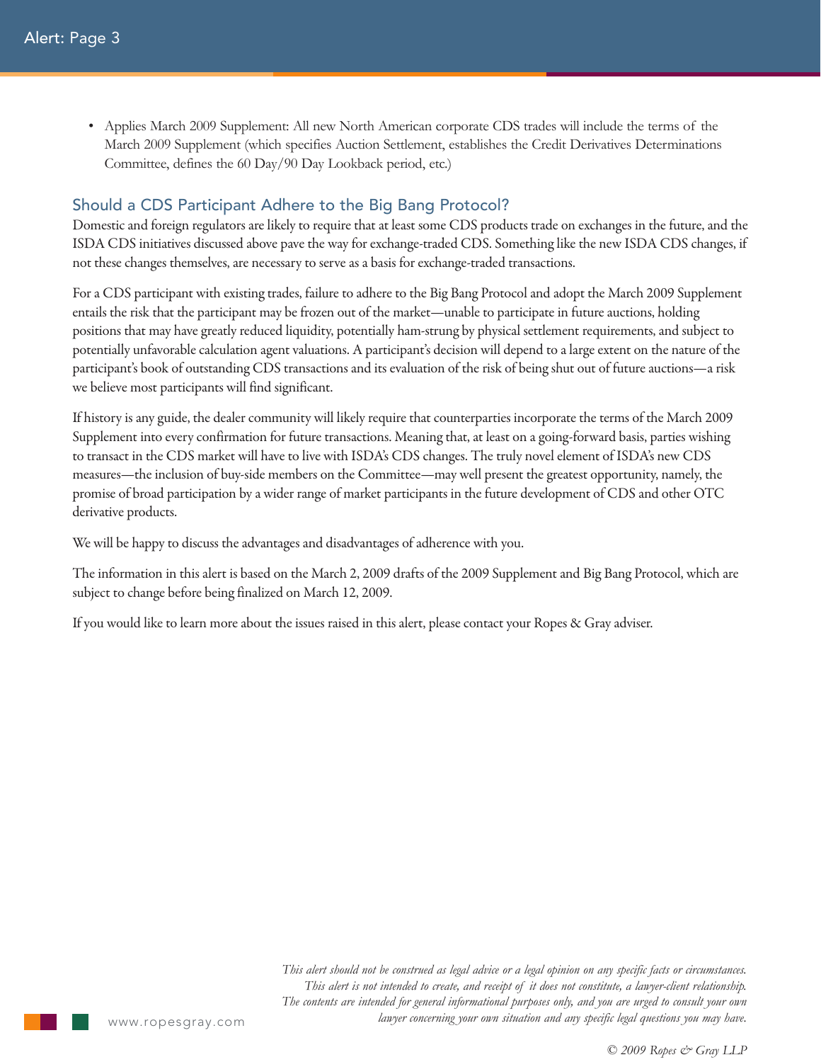- Applies March 2009 Supplement: All new North American corporate CDS trades will include the terms of the March 2009 Supplement (which specifies Auction Settlement, establishes the Credit Derivatives Determinations Committee, defines the 60 Day/90 Day Lookback period, etc.)

## Should a CDS Participant Adhere to the Big Bang Protocol?

Domestic and foreign regulators are likely to require that at least some CDS products trade on exchanges in the future, and the ISDA CDS initiatives discussed above pave the way for exchange-traded CDS. Something like the new ISDA CDS changes, if not these changes themselves, are necessary to serve as a basis for exchange-traded transactions.

For a CDS participant with existing trades, failure to adhere to the Big Bang Protocol and adopt the March 2009 Supplement entails the risk that the participant may be frozen out of the market—unable to participate in future auctions, holding positions that may have greatly reduced liquidity, potentially ham-strung by physical settlement requirements, and subject to potentially unfavorable calculation agent valuations. A participant's decision will depend to a large extent on the nature of the participant's book of outstanding CDS transactions and its evaluation of the risk of being shut out of future auctions—a risk we believe most participants will find significant.

If history is any guide, the dealer community will likely require that counterparties incorporate the terms of the March 2009 Supplement into every confirmation for future transactions. Meaning that, at least on a going-forward basis, parties wishing to transact in the CDS market will have to live with ISDA's CDS changes. The truly novel element of ISDA's new CDS measures—the inclusion of buy-side members on the Committee—may well present the greatest opportunity, namely, the promise of broad participation by a wider range of market participants in the future development of CDS and other OTC derivative products.

We will be happy to discuss the advantages and disadvantages of adherence with you.

The information in this alert is based on the March 2, 2009 drafts of the 2009 Supplement and Big Bang Protocol, which are subject to change before being finalized on March 12, 2009.

If you would like to learn more about the issues raised in this alert, please contact your Ropes & Gray adviser.

*This alert should not be construed as legal advice or a legal opinion on any specific facts or circumstances. This alert is not intended to create, and receipt of it does not constitute, a lawyer-client relationship. The contents are intended for general informational purposes only, and you are urged to consult your own lawyer concerning your own situation and any specific legal questions you may have.*

www.ropesgray.com

*© 2009 Ropes & Gray LLP*